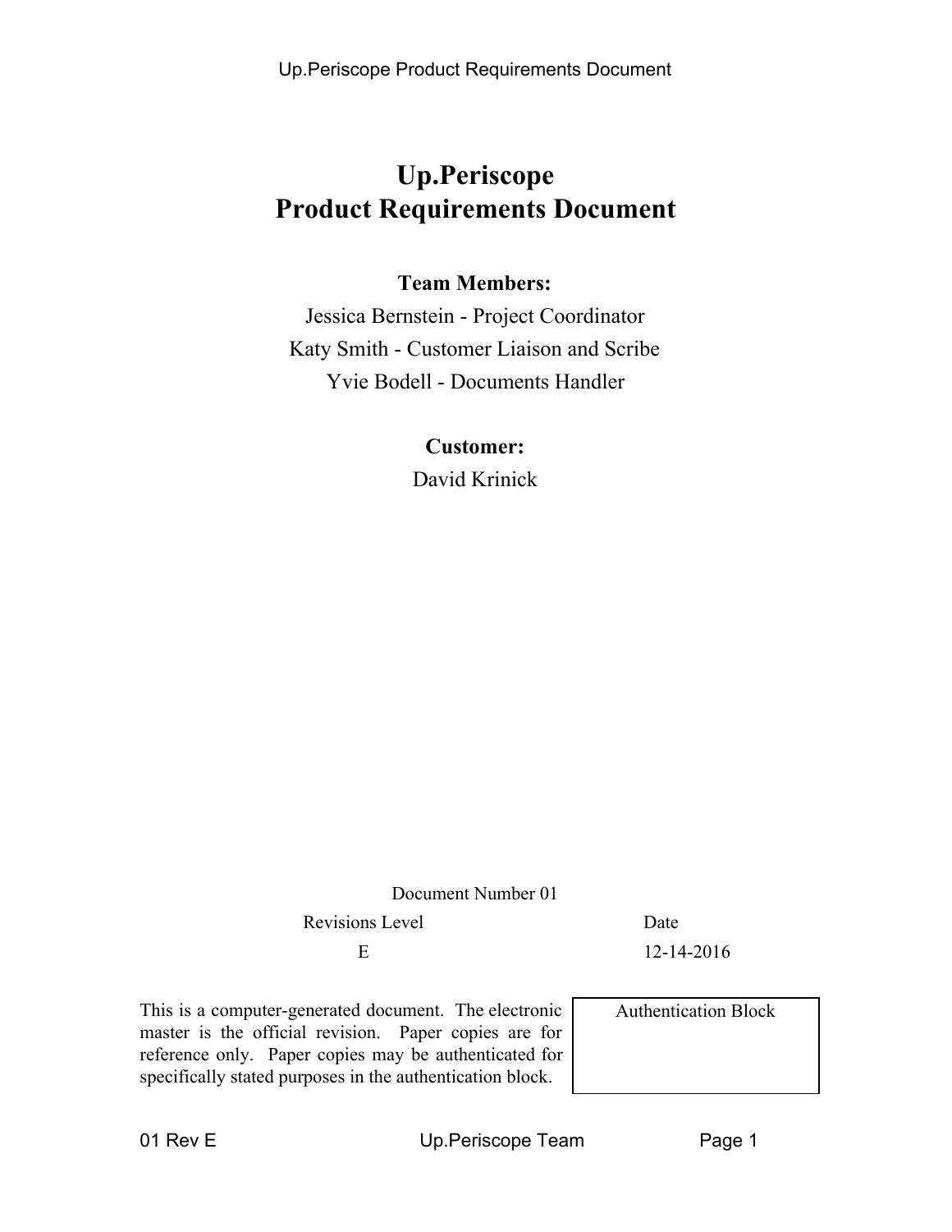# Up.Periscope
# Product Requirements Document

**Team Members:**

Jessica Bernstein - Project Coordinator

Katy Smith - Customer Liaison and Scribe

Yvie Bodell - Documents Handler

**Customer:**

David Krinick

Document Number 01

| Revisions Level | Date |
| --- | --- |
| E | 12-14-2016 |

This is a computer-generated document. The electronic master is the official revision. Paper copies are for reference only. Paper copies may be authenticated for specifically stated purposes in the authentication block.

| Authentication Block |
| --- |
| |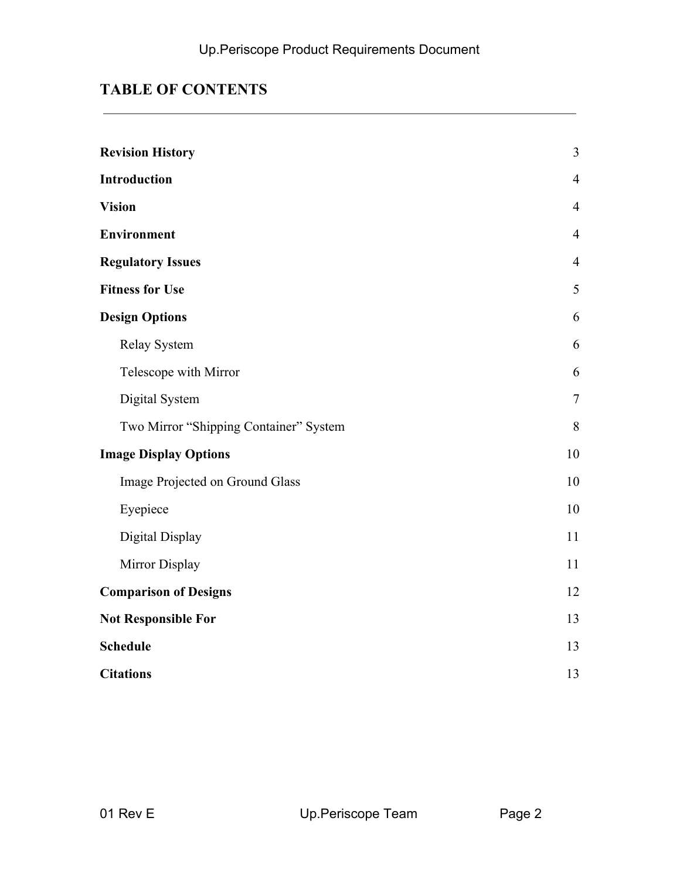# TABLE OF CONTENTS

| | |
|---|---|
| **Revision History** | 3 |
| **Introduction** | 4 |
| **Vision** | 4 |
| **Environment** | 4 |
| **Regulatory Issues** | 4 |
| **Fitness for Use** | 5 |
| **Design Options** | 6 |
| Relay System | 6 |
| Telescope with Mirror | 6 |
| Digital System | 7 |
| Two Mirror "Shipping Container" System | 8 |
| **Image Display Options** | 10 |
| Image Projected on Ground Glass | 10 |
| Eyepiece | 10 |
| Digital Display | 11 |
| Mirror Display | 11 |
| **Comparison of Designs** | 12 |
| **Not Responsible For** | 13 |
| **Schedule** | 13 |
| **Citations** | 13 |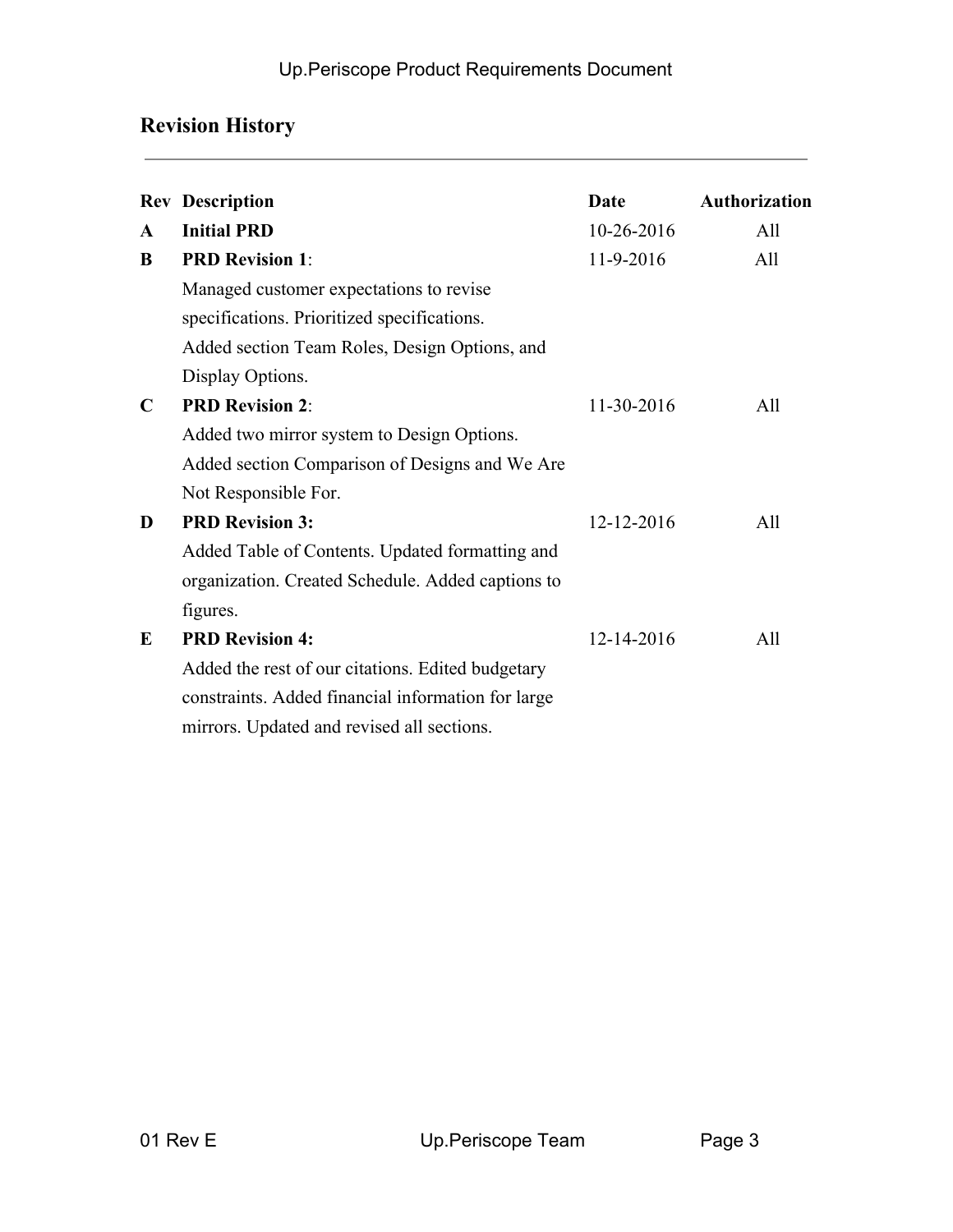## Revision History

| Rev | Description | Date | Authorization |
|---|---|---|---|
| **A** | **Initial PRD** | 10-26-2016 | All |
| **B** | **PRD Revision 1**: Managed customer expectations to revise specifications. Prioritized specifications. Added section Team Roles, Design Options, and Display Options. | 11-9-2016 | All |
| **C** | **PRD Revision 2**: Added two mirror system to Design Options. Added section Comparison of Designs and We Are Not Responsible For. | 11-30-2016 | All |
| **D** | **PRD Revision 3:** Added Table of Contents. Updated formatting and organization. Created Schedule. Added captions to figures. | 12-12-2016 | All |
| **E** | **PRD Revision 4:** Added the rest of our citations. Edited budgetary constraints. Added financial information for large mirrors. Updated and revised all sections. | 12-14-2016 | All |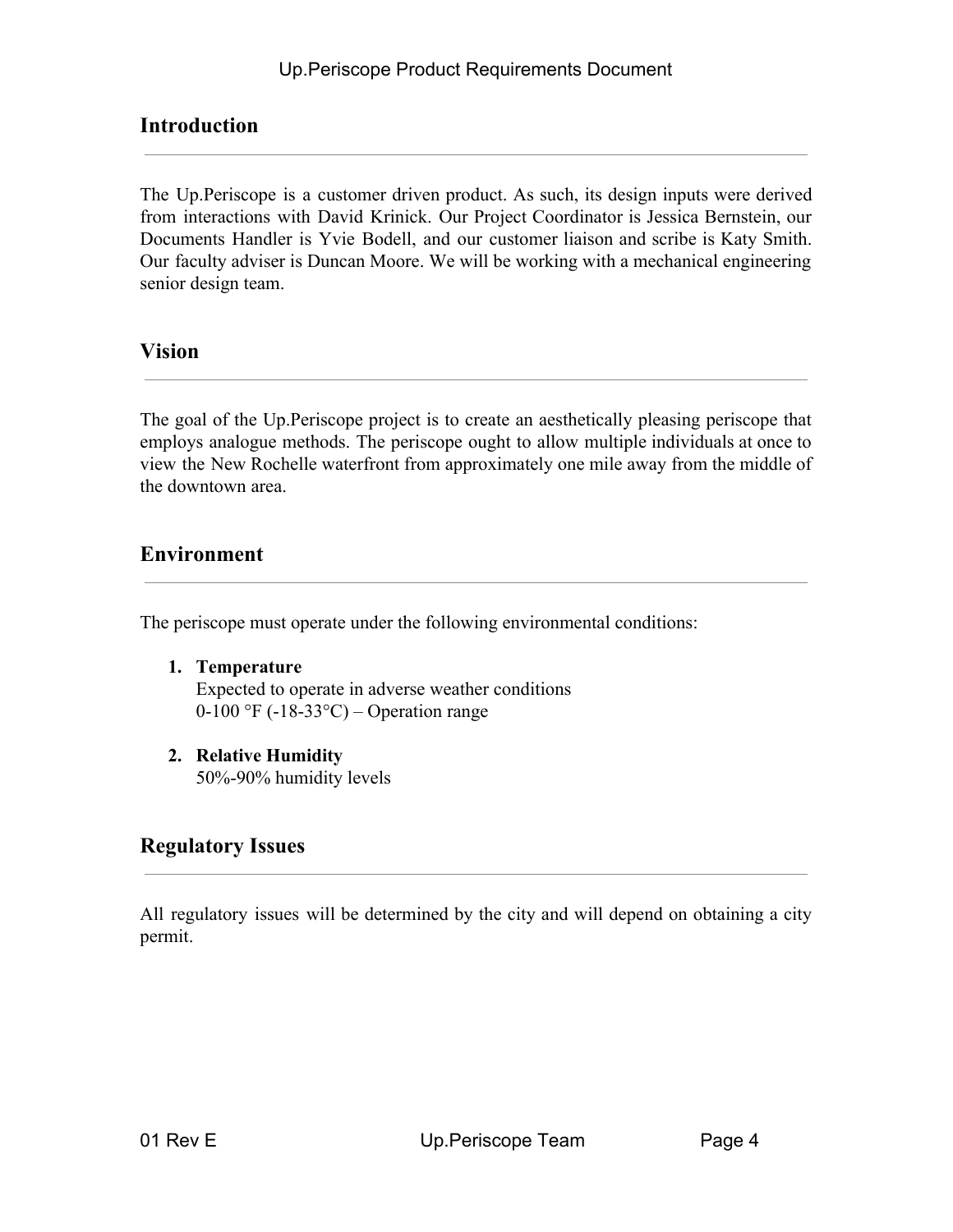## Introduction

The Up.Periscope is a customer driven product. As such, its design inputs were derived from interactions with David Krinick. Our Project Coordinator is Jessica Bernstein, our Documents Handler is Yvie Bodell, and our customer liaison and scribe is Katy Smith. Our faculty adviser is Duncan Moore. We will be working with a mechanical engineering senior design team.

## Vision

The goal of the Up.Periscope project is to create an aesthetically pleasing periscope that employs analogue methods. The periscope ought to allow multiple individuals at once to view the New Rochelle waterfront from approximately one mile away from the middle of the downtown area.

## Environment

The periscope must operate under the following environmental conditions:

1. **Temperature**
   Expected to operate in adverse weather conditions
   0-100 °F (-18-33°C) – Operation range

2. **Relative Humidity**
   50%-90% humidity levels

## Regulatory Issues

All regulatory issues will be determined by the city and will depend on obtaining a city permit.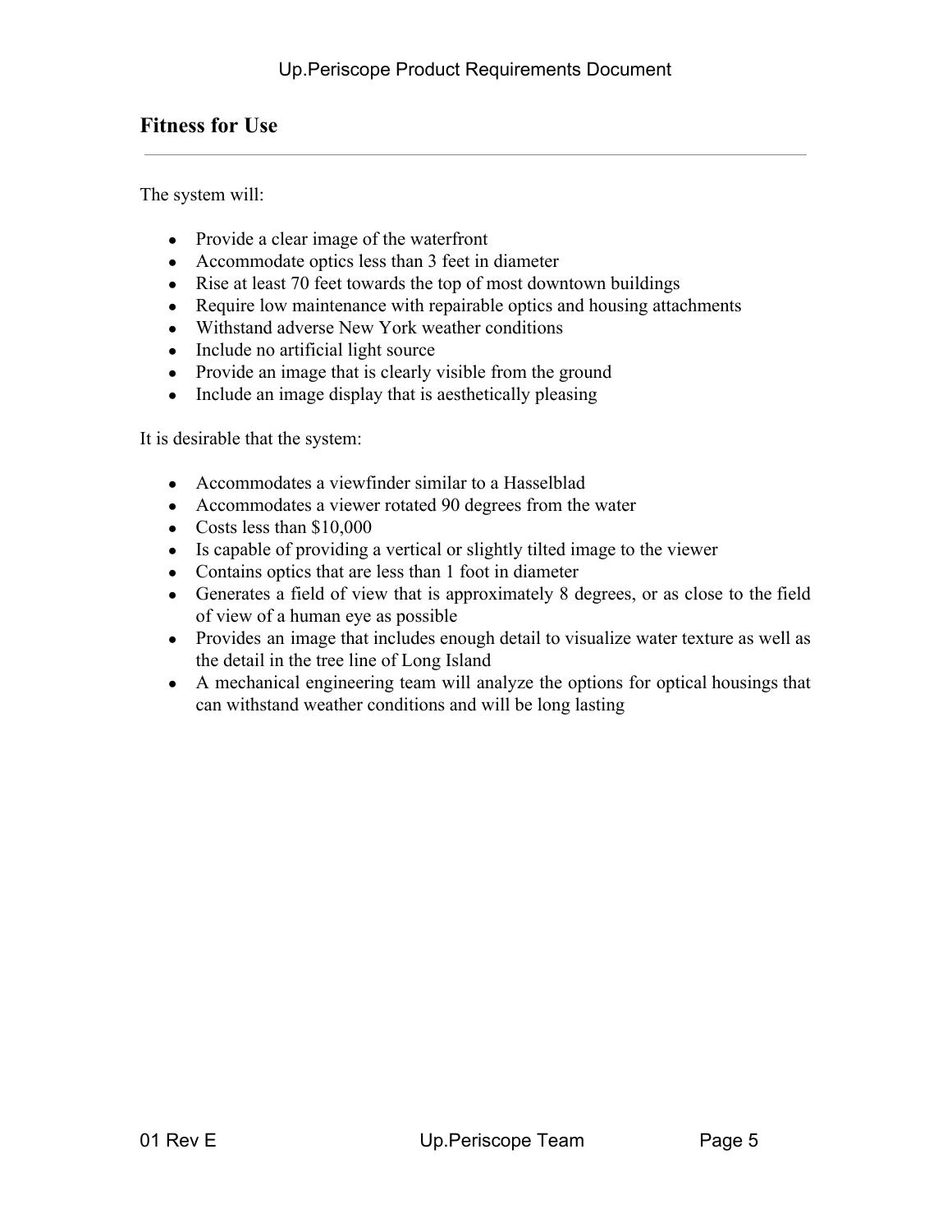## Fitness for Use

The system will:

- Provide a clear image of the waterfront
- Accommodate optics less than 3 feet in diameter
- Rise at least 70 feet towards the top of most downtown buildings
- Require low maintenance with repairable optics and housing attachments
- Withstand adverse New York weather conditions
- Include no artificial light source
- Provide an image that is clearly visible from the ground
- Include an image display that is aesthetically pleasing

It is desirable that the system:

- Accommodates a viewfinder similar to a Hasselblad
- Accommodates a viewer rotated 90 degrees from the water
- Costs less than $10,000
- Is capable of providing a vertical or slightly tilted image to the viewer
- Contains optics that are less than 1 foot in diameter
- Generates a field of view that is approximately 8 degrees, or as close to the field of view of a human eye as possible
- Provides an image that includes enough detail to visualize water texture as well as the detail in the tree line of Long Island
- A mechanical engineering team will analyze the options for optical housings that can withstand weather conditions and will be long lasting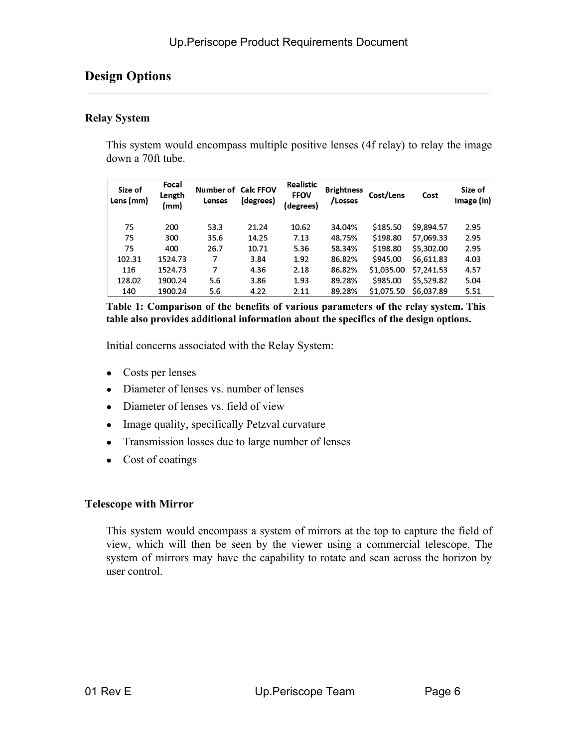## Design Options

### Relay System

This system would encompass multiple positive lenses (4f relay) to relay the image down a 70ft tube.

| Size of Lens (mm) | Focal Length (mm) | Number of Lenses | Calc FFOV (degrees) | Realistic FFOV (degrees) | Brightness /Losses | Cost/Lens | Cost | Size of Image (in) |
|---|---|---|---|---|---|---|---|---|
| 75 | 200 | 53.3 | 21.24 | 10.62 | 34.04% | $185.50 | $9,894.57 | 2.95 |
| 75 | 300 | 35.6 | 14.25 | 7.13 | 48.75% | $198.80 | $7,069.33 | 2.95 |
| 75 | 400 | 26.7 | 10.71 | 5.36 | 58.34% | $198.80 | $5,302.00 | 2.95 |
| 102.31 | 1524.73 | 7 | 3.84 | 1.92 | 86.82% | $945.00 | $6,611.83 | 4.03 |
| 116 | 1524.73 | 7 | 4.36 | 2.18 | 86.82% | $1,035.00 | $7,241.53 | 4.57 |
| 128.02 | 1900.24 | 5.6 | 3.86 | 1.93 | 89.28% | $985.00 | $5,529.82 | 5.04 |
| 140 | 1900.24 | 5.6 | 4.22 | 2.11 | 89.28% | $1,075.50 | $6,037.89 | 5.51 |

**Table 1: Comparison of the benefits of various parameters of the relay system. This table also provides additional information about the specifics of the design options.**

Initial concerns associated with the Relay System:

- Costs per lenses
- Diameter of lenses vs. number of lenses
- Diameter of lenses vs. field of view
- Image quality, specifically Petzval curvature
- Transmission losses due to large number of lenses
- Cost of coatings

### Telescope with Mirror

This system would encompass a system of mirrors at the top to capture the field of view, which will then be seen by the viewer using a commercial telescope. The system of mirrors may have the capability to rotate and scan across the horizon by user control.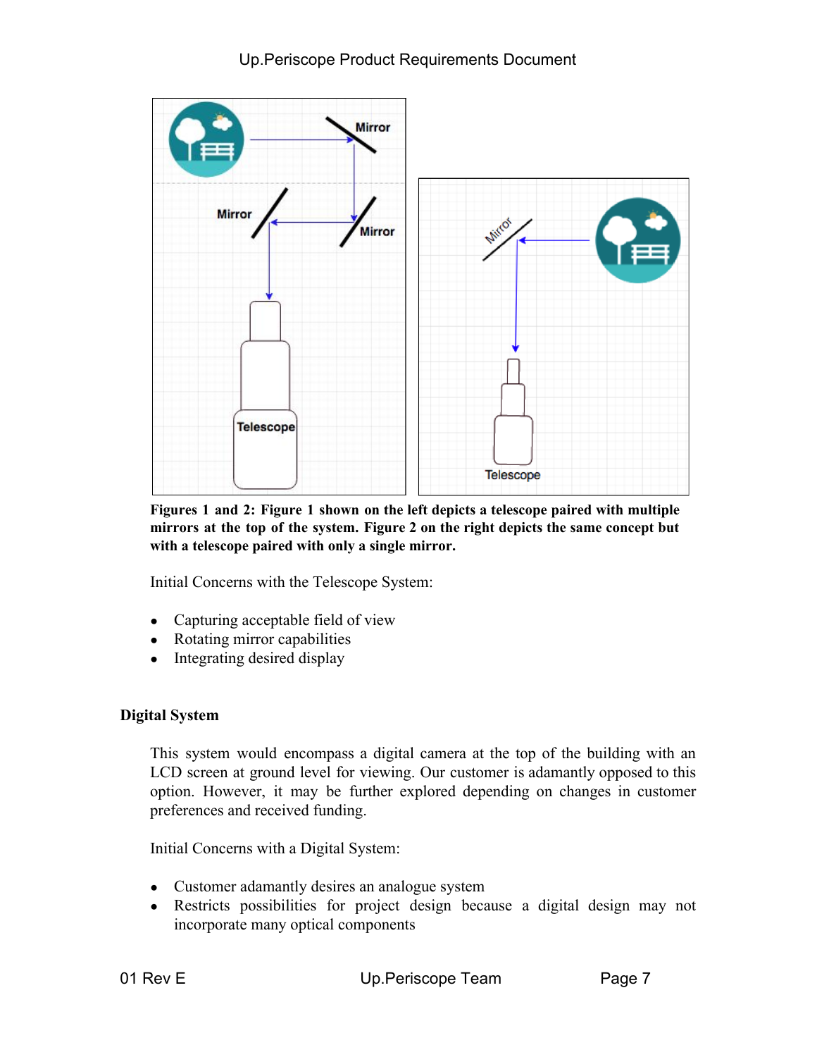**Figures 1 and 2: Figure 1 shown on the left depicts a telescope paired with multiple mirrors at the top of the system. Figure 2 on the right depicts the same concept but with a telescope paired with only a single mirror.**

Initial Concerns with the Telescope System:

- Capturing acceptable field of view
- Rotating mirror capabilities
- Integrating desired display

**Digital System**

This system would encompass a digital camera at the top of the building with an LCD screen at ground level for viewing. Our customer is adamantly opposed to this option. However, it may be further explored depending on changes in customer preferences and received funding.

Initial Concerns with a Digital System:

- Customer adamantly desires an analogue system
- Restricts possibilities for project design because a digital design may not incorporate many optical components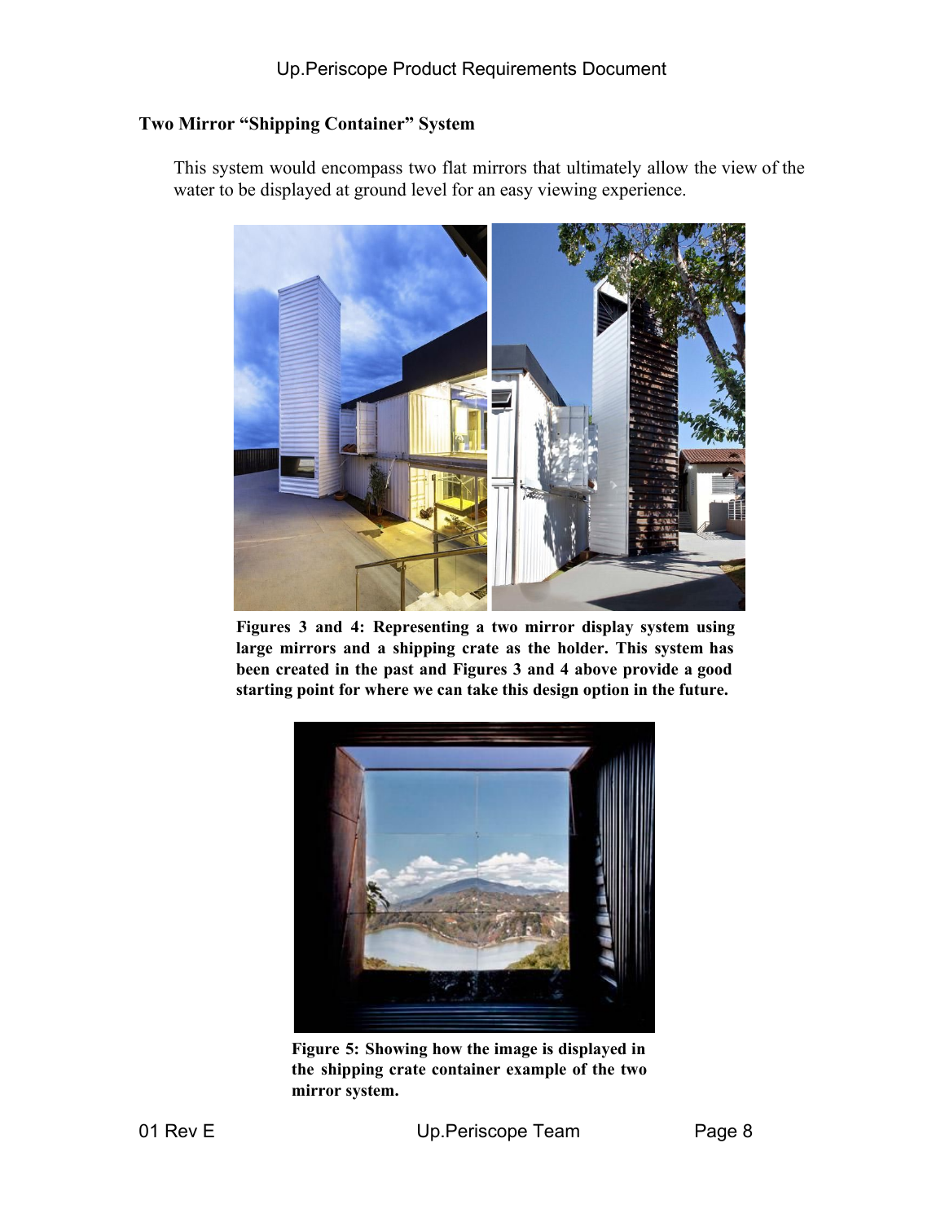**Two Mirror "Shipping Container" System**

This system would encompass two flat mirrors that ultimately allow the view of the water to be displayed at ground level for an easy viewing experience.

**Figures 3 and 4: Representing a two mirror display system using large mirrors and a shipping crate as the holder. This system has been created in the past and Figures 3 and 4 above provide a good starting point for where we can take this design option in the future.**

**Figure 5: Showing how the image is displayed in the shipping crate container example of the two mirror system.**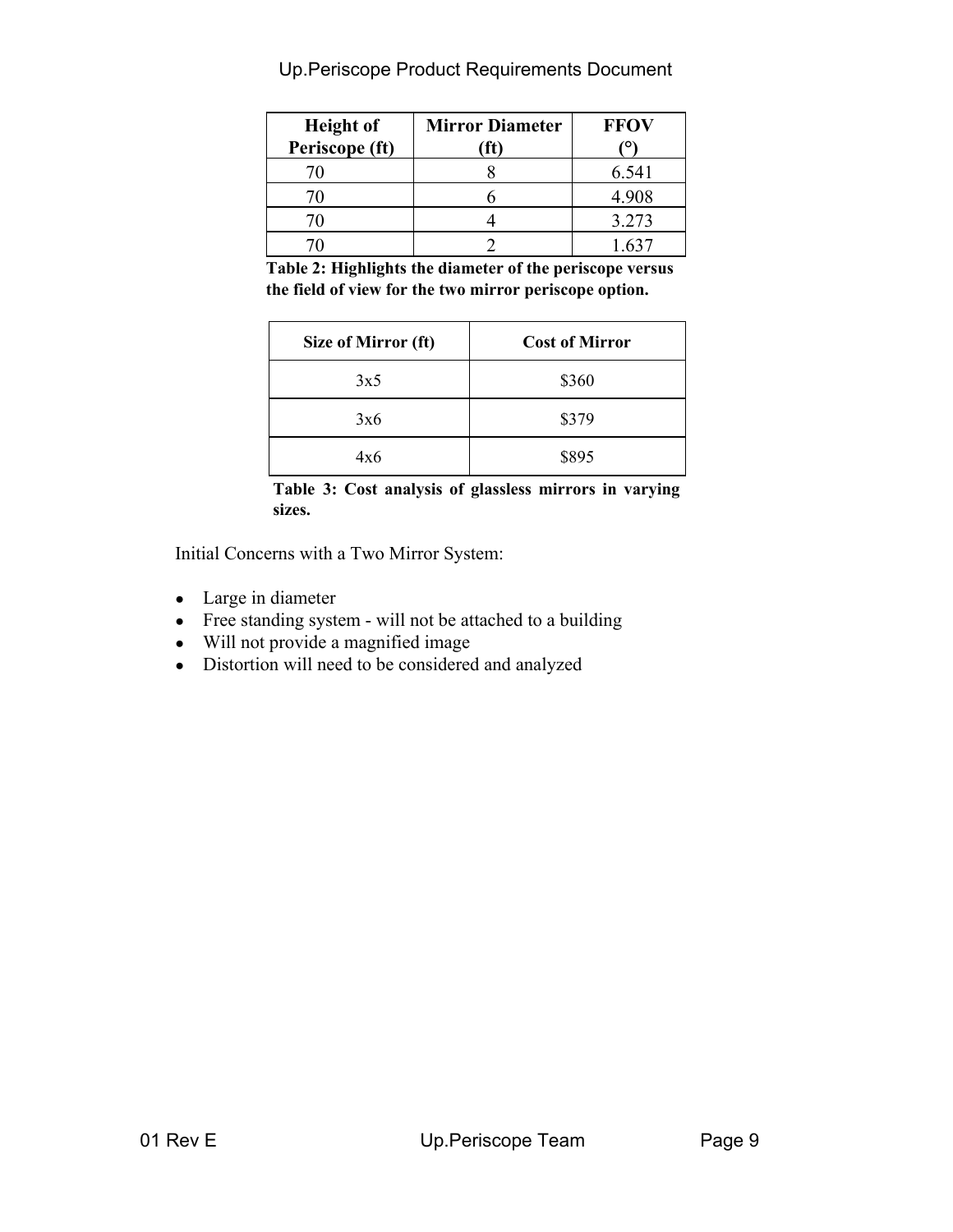| Height of Periscope (ft) | Mirror Diameter (ft) | FFOV (°) |
|---|---|---|
| 70 | 8 | 6.541 |
| 70 | 6 | 4.908 |
| 70 | 4 | 3.273 |
| 70 | 2 | 1.637 |

**Table 2: Highlights the diameter of the periscope versus the field of view for the two mirror periscope option.**

| Size of Mirror (ft) | Cost of Mirror |
|---|---|
| 3x5 | $360 |
| 3x6 | $379 |
| 4x6 | $895 |

**Table 3: Cost analysis of glassless mirrors in varying sizes.**

Initial Concerns with a Two Mirror System:

- Large in diameter
- Free standing system - will not be attached to a building
- Will not provide a magnified image
- Distortion will need to be considered and analyzed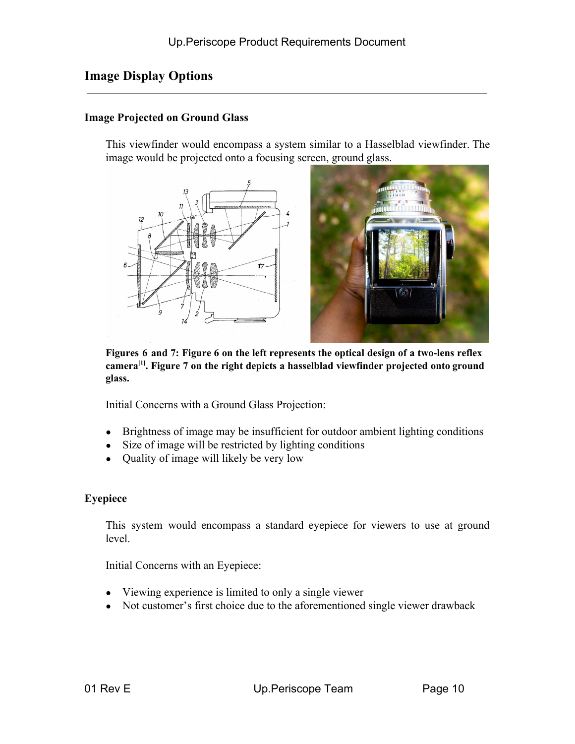## Image Display Options

### Image Projected on Ground Glass

This viewfinder would encompass a system similar to a Hasselblad viewfinder. The image would be projected onto a focusing screen, ground glass.

**Figures 6 and 7: Figure 6 on the left represents the optical design of a two-lens reflex camera[1]. Figure 7 on the right depicts a hasselblad viewfinder projected onto ground glass.**

Initial Concerns with a Ground Glass Projection:

- Brightness of image may be insufficient for outdoor ambient lighting conditions
- Size of image will be restricted by lighting conditions
- Quality of image will likely be very low

### Eyepiece

This system would encompass a standard eyepiece for viewers to use at ground level.

Initial Concerns with an Eyepiece:

- Viewing experience is limited to only a single viewer
- Not customer's first choice due to the aforementioned single viewer drawback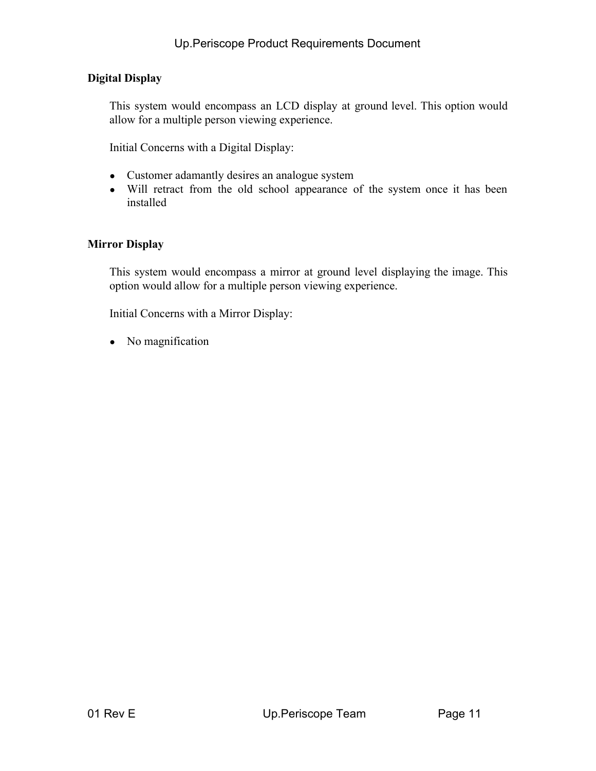**Digital Display**

This system would encompass an LCD display at ground level. This option would allow for a multiple person viewing experience.

Initial Concerns with a Digital Display:

- Customer adamantly desires an analogue system
- Will retract from the old school appearance of the system once it has been installed

**Mirror Display**

This system would encompass a mirror at ground level displaying the image. This option would allow for a multiple person viewing experience.

Initial Concerns with a Mirror Display:

- No magnification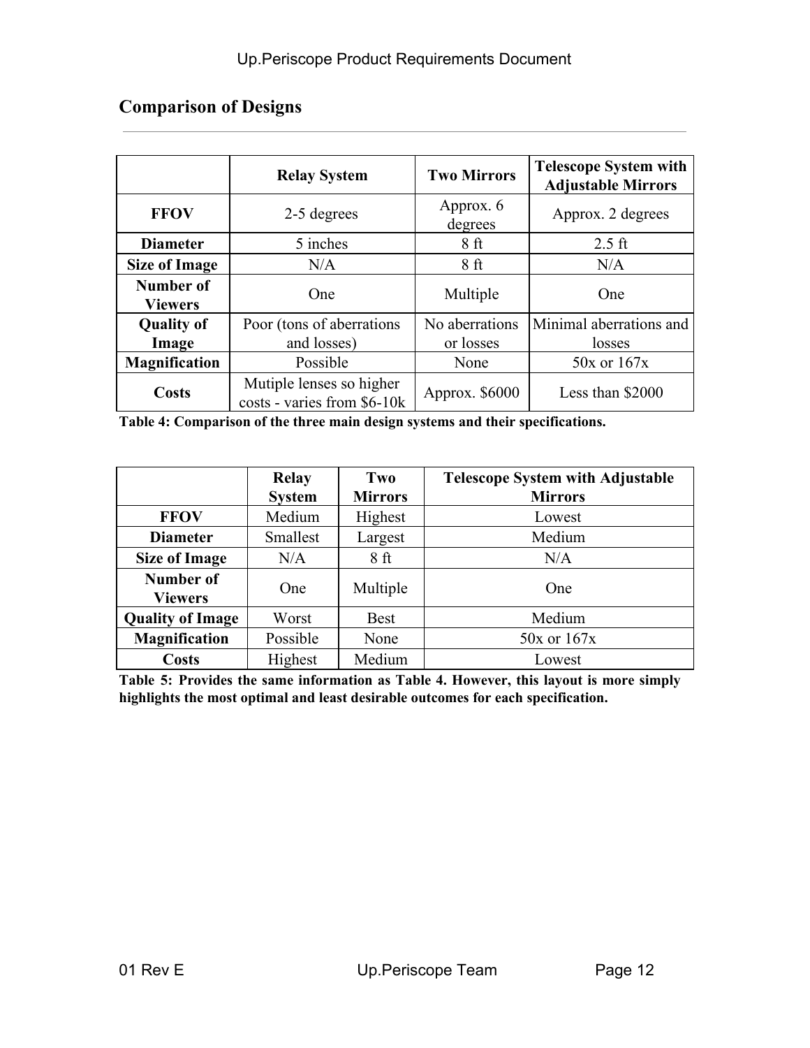## Comparison of Designs

| | Relay System | Two Mirrors | Telescope System with Adjustable Mirrors |
|---|---|---|---|
| **FFOV** | 2-5 degrees | Approx. 6 degrees | Approx. 2 degrees |
| **Diameter** | 5 inches | 8 ft | 2.5 ft |
| **Size of Image** | N/A | 8 ft | N/A |
| **Number of Viewers** | One | Multiple | One |
| **Quality of Image** | Poor (tons of aberrations and losses) | No aberrations or losses | Minimal aberrations and losses |
| **Magnification** | Possible | None | 50x or 167x |
| **Costs** | Mutiple lenses so higher costs - varies from $6-10k | Approx. $6000 | Less than $2000 |

**Table 4: Comparison of the three main design systems and their specifications.**

| | Relay System | Two Mirrors | Telescope System with Adjustable Mirrors |
|---|---|---|---|
| **FFOV** | Medium | Highest | Lowest |
| **Diameter** | Smallest | Largest | Medium |
| **Size of Image** | N/A | 8 ft | N/A |
| **Number of Viewers** | One | Multiple | One |
| **Quality of Image** | Worst | Best | Medium |
| **Magnification** | Possible | None | 50x or 167x |
| **Costs** | Highest | Medium | Lowest |

**Table 5: Provides the same information as Table 4. However, this layout is more simply highlights the most optimal and least desirable outcomes for each specification.**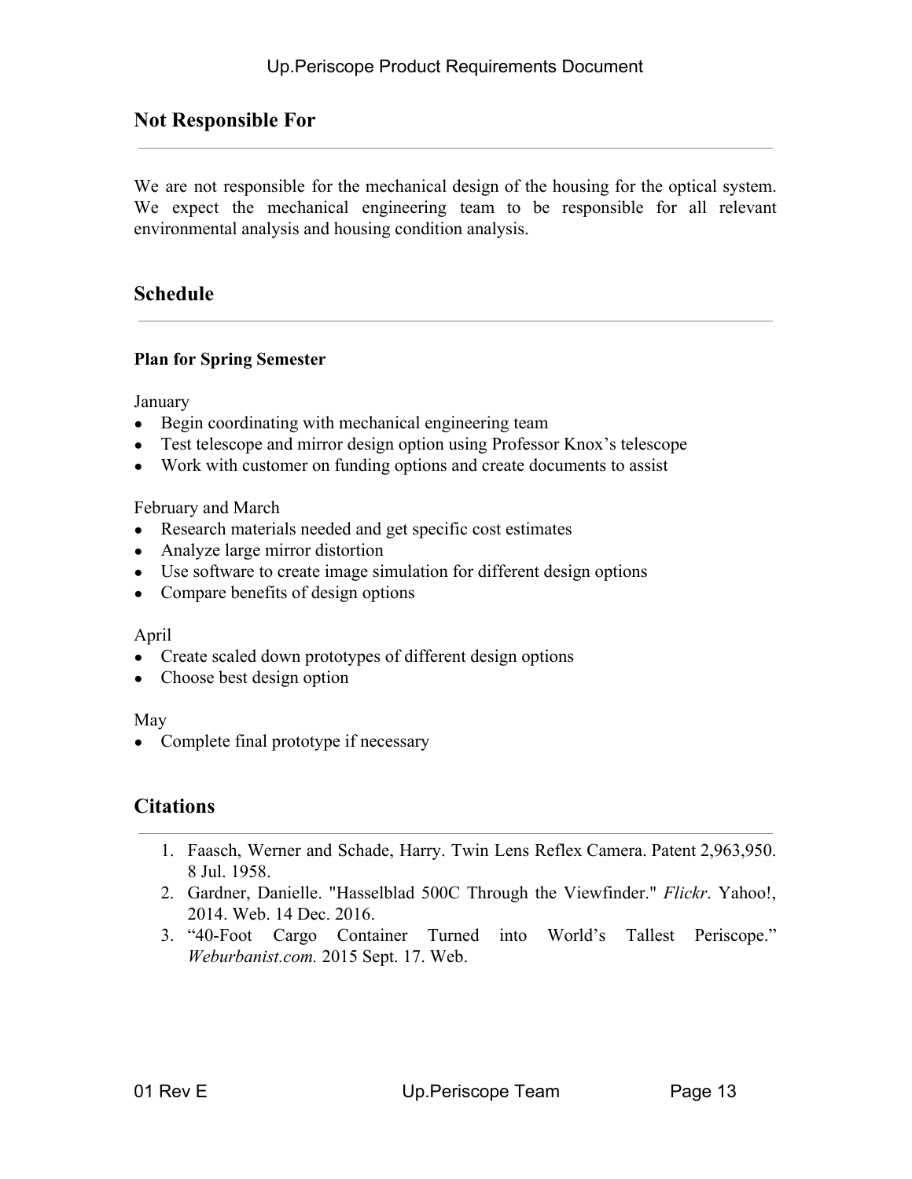## Not Responsible For

We are not responsible for the mechanical design of the housing for the optical system. We expect the mechanical engineering team to be responsible for all relevant environmental analysis and housing condition analysis.

## Schedule

### Plan for Spring Semester

January

- Begin coordinating with mechanical engineering team
- Test telescope and mirror design option using Professor Knox's telescope
- Work with customer on funding options and create documents to assist

February and March

- Research materials needed and get specific cost estimates
- Analyze large mirror distortion
- Use software to create image simulation for different design options
- Compare benefits of design options

April

- Create scaled down prototypes of different design options
- Choose best design option

May

- Complete final prototype if necessary

## Citations

1. Faasch, Werner and Schade, Harry. Twin Lens Reflex Camera. Patent 2,963,950. 8 Jul. 1958.
2. Gardner, Danielle. "Hasselblad 500C Through the Viewfinder." *Flickr*. Yahoo!, 2014. Web. 14 Dec. 2016.
3. "40-Foot Cargo Container Turned into World's Tallest Periscope." *Weburbanist.com.* 2015 Sept. 17. Web.